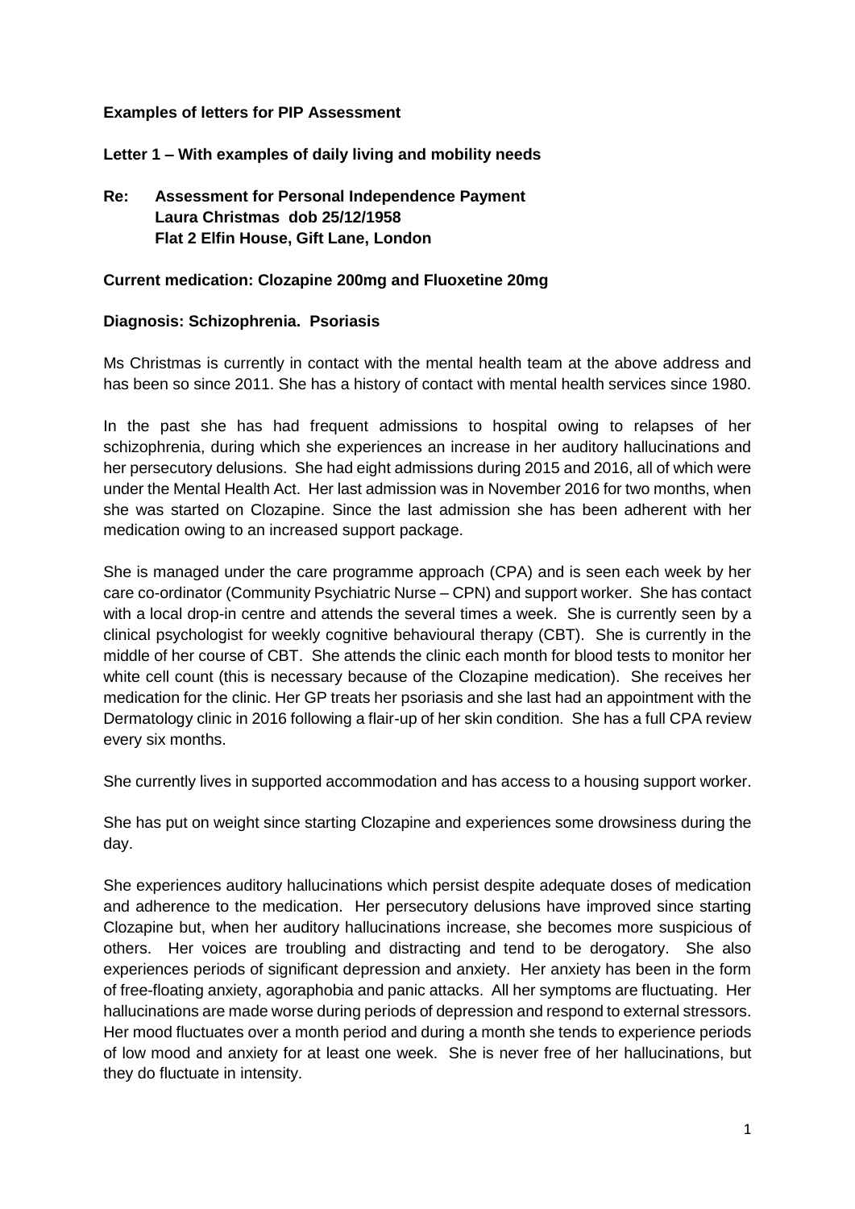**Examples of letters for PIP Assessment**

**Letter 1 – With examples of daily living and mobility needs**

**Re: Assessment for Personal Independence Payment**
**Laura Christmas dob 25/12/1958**
**Flat 2 Elfin House, Gift Lane, London**

**Current medication: Clozapine 200mg and Fluoxetine 20mg**

**Diagnosis: Schizophrenia. Psoriasis**

Ms Christmas is currently in contact with the mental health team at the above address and has been so since 2011. She has a history of contact with mental health services since 1980.

In the past she has had frequent admissions to hospital owing to relapses of her schizophrenia, during which she experiences an increase in her auditory hallucinations and her persecutory delusions. She had eight admissions during 2015 and 2016, all of which were under the Mental Health Act. Her last admission was in November 2016 for two months, when she was started on Clozapine. Since the last admission she has been adherent with her medication owing to an increased support package.

She is managed under the care programme approach (CPA) and is seen each week by her care co-ordinator (Community Psychiatric Nurse – CPN) and support worker. She has contact with a local drop-in centre and attends the several times a week. She is currently seen by a clinical psychologist for weekly cognitive behavioural therapy (CBT). She is currently in the middle of her course of CBT. She attends the clinic each month for blood tests to monitor her white cell count (this is necessary because of the Clozapine medication). She receives her medication for the clinic. Her GP treats her psoriasis and she last had an appointment with the Dermatology clinic in 2016 following a flair-up of her skin condition. She has a full CPA review every six months.

She currently lives in supported accommodation and has access to a housing support worker.

She has put on weight since starting Clozapine and experiences some drowsiness during the day.

She experiences auditory hallucinations which persist despite adequate doses of medication and adherence to the medication. Her persecutory delusions have improved since starting Clozapine but, when her auditory hallucinations increase, she becomes more suspicious of others. Her voices are troubling and distracting and tend to be derogatory. She also experiences periods of significant depression and anxiety. Her anxiety has been in the form of free-floating anxiety, agoraphobia and panic attacks. All her symptoms are fluctuating. Her hallucinations are made worse during periods of depression and respond to external stressors. Her mood fluctuates over a month period and during a month she tends to experience periods of low mood and anxiety for at least one week. She is never free of her hallucinations, but they do fluctuate in intensity.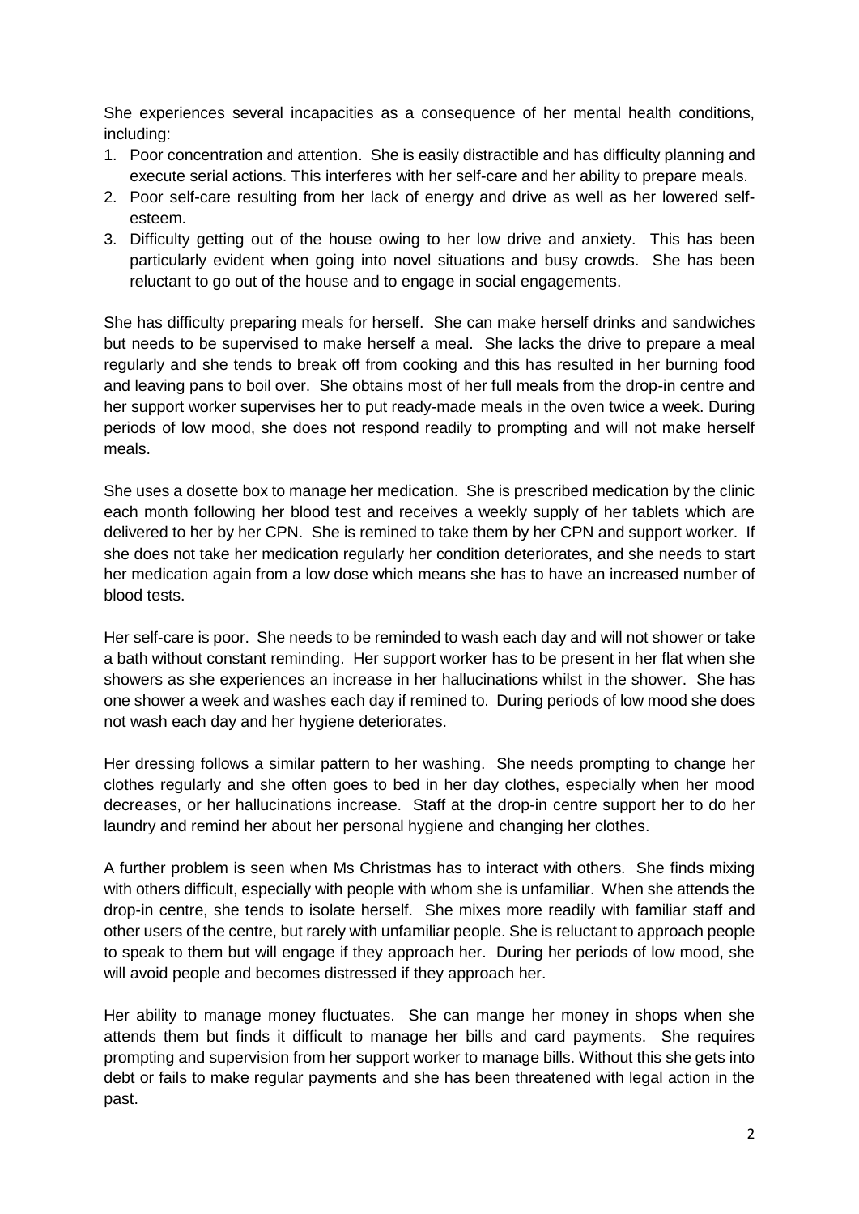She experiences several incapacities as a consequence of her mental health conditions, including:

1. Poor concentration and attention. She is easily distractible and has difficulty planning and execute serial actions. This interferes with her self-care and her ability to prepare meals.
2. Poor self-care resulting from her lack of energy and drive as well as her lowered self-esteem.
3. Difficulty getting out of the house owing to her low drive and anxiety. This has been particularly evident when going into novel situations and busy crowds. She has been reluctant to go out of the house and to engage in social engagements.

She has difficulty preparing meals for herself. She can make herself drinks and sandwiches but needs to be supervised to make herself a meal. She lacks the drive to prepare a meal regularly and she tends to break off from cooking and this has resulted in her burning food and leaving pans to boil over. She obtains most of her full meals from the drop-in centre and her support worker supervises her to put ready-made meals in the oven twice a week. During periods of low mood, she does not respond readily to prompting and will not make herself meals.

She uses a dosette box to manage her medication. She is prescribed medication by the clinic each month following her blood test and receives a weekly supply of her tablets which are delivered to her by her CPN. She is remined to take them by her CPN and support worker. If she does not take her medication regularly her condition deteriorates, and she needs to start her medication again from a low dose which means she has to have an increased number of blood tests.

Her self-care is poor. She needs to be reminded to wash each day and will not shower or take a bath without constant reminding. Her support worker has to be present in her flat when she showers as she experiences an increase in her hallucinations whilst in the shower. She has one shower a week and washes each day if remined to. During periods of low mood she does not wash each day and her hygiene deteriorates.

Her dressing follows a similar pattern to her washing. She needs prompting to change her clothes regularly and she often goes to bed in her day clothes, especially when her mood decreases, or her hallucinations increase. Staff at the drop-in centre support her to do her laundry and remind her about her personal hygiene and changing her clothes.

A further problem is seen when Ms Christmas has to interact with others. She finds mixing with others difficult, especially with people with whom she is unfamiliar. When she attends the drop-in centre, she tends to isolate herself. She mixes more readily with familiar staff and other users of the centre, but rarely with unfamiliar people. She is reluctant to approach people to speak to them but will engage if they approach her. During her periods of low mood, she will avoid people and becomes distressed if they approach her.

Her ability to manage money fluctuates. She can mange her money in shops when she attends them but finds it difficult to manage her bills and card payments. She requires prompting and supervision from her support worker to manage bills. Without this she gets into debt or fails to make regular payments and she has been threatened with legal action in the past.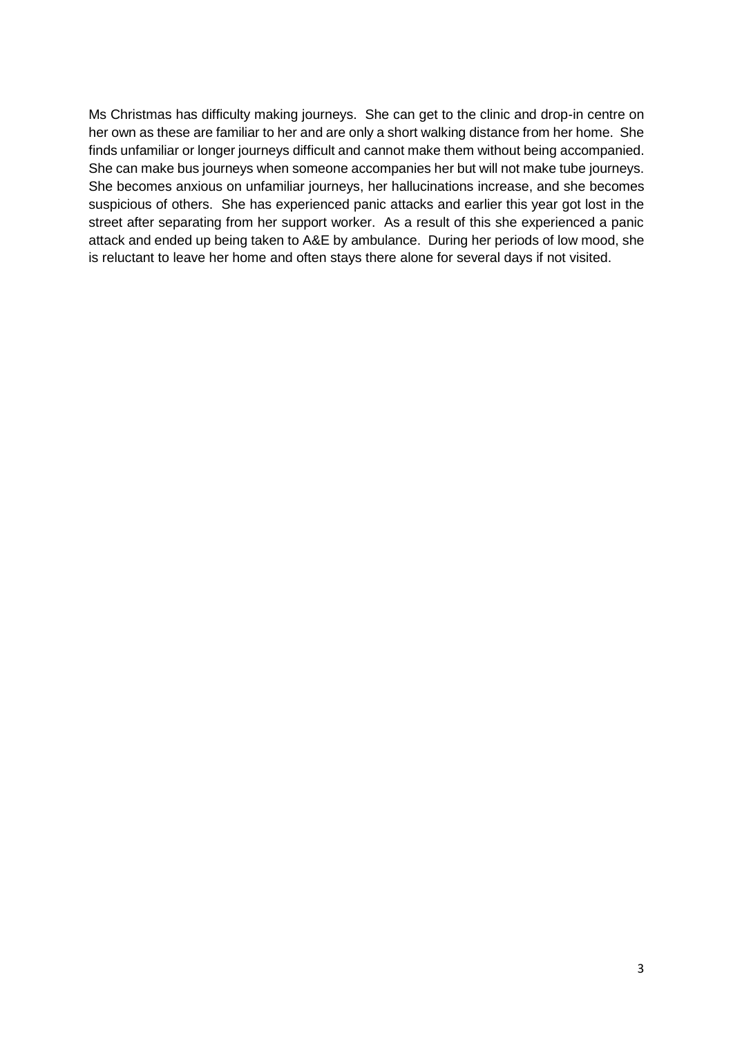Ms Christmas has difficulty making journeys. She can get to the clinic and drop-in centre on her own as these are familiar to her and are only a short walking distance from her home. She finds unfamiliar or longer journeys difficult and cannot make them without being accompanied. She can make bus journeys when someone accompanies her but will not make tube journeys. She becomes anxious on unfamiliar journeys, her hallucinations increase, and she becomes suspicious of others. She has experienced panic attacks and earlier this year got lost in the street after separating from her support worker. As a result of this she experienced a panic attack and ended up being taken to A&E by ambulance. During her periods of low mood, she is reluctant to leave her home and often stays there alone for several days if not visited.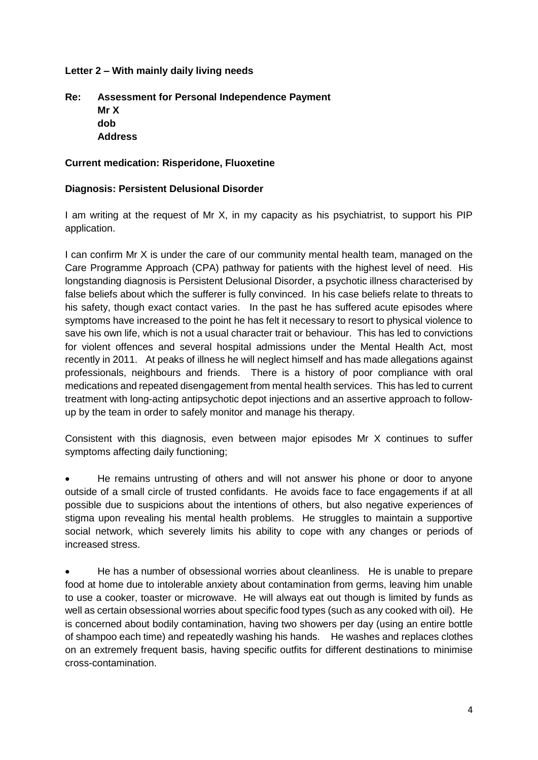**Letter 2 – With mainly daily living needs**

**Re: Assessment for Personal Independence Payment**
**Mr X**
**dob**
**Address**

**Current medication: Risperidone, Fluoxetine**

**Diagnosis: Persistent Delusional Disorder**

I am writing at the request of Mr X, in my capacity as his psychiatrist, to support his PIP application.

I can confirm Mr X is under the care of our community mental health team, managed on the Care Programme Approach (CPA) pathway for patients with the highest level of need. His longstanding diagnosis is Persistent Delusional Disorder, a psychotic illness characterised by false beliefs about which the sufferer is fully convinced. In his case beliefs relate to threats to his safety, though exact contact varies. In the past he has suffered acute episodes where symptoms have increased to the point he has felt it necessary to resort to physical violence to save his own life, which is not a usual character trait or behaviour. This has led to convictions for violent offences and several hospital admissions under the Mental Health Act, most recently in 2011. At peaks of illness he will neglect himself and has made allegations against professionals, neighbours and friends. There is a history of poor compliance with oral medications and repeated disengagement from mental health services. This has led to current treatment with long-acting antipsychotic depot injections and an assertive approach to follow-up by the team in order to safely monitor and manage his therapy.

Consistent with this diagnosis, even between major episodes Mr X continues to suffer symptoms affecting daily functioning;

- He remains untrusting of others and will not answer his phone or door to anyone outside of a small circle of trusted confidants. He avoids face to face engagements if at all possible due to suspicions about the intentions of others, but also negative experiences of stigma upon revealing his mental health problems. He struggles to maintain a supportive social network, which severely limits his ability to cope with any changes or periods of increased stress.

- He has a number of obsessional worries about cleanliness. He is unable to prepare food at home due to intolerable anxiety about contamination from germs, leaving him unable to use a cooker, toaster or microwave. He will always eat out though is limited by funds as well as certain obsessional worries about specific food types (such as any cooked with oil). He is concerned about bodily contamination, having two showers per day (using an entire bottle of shampoo each time) and repeatedly washing his hands. He washes and replaces clothes on an extremely frequent basis, having specific outfits for different destinations to minimise cross-contamination.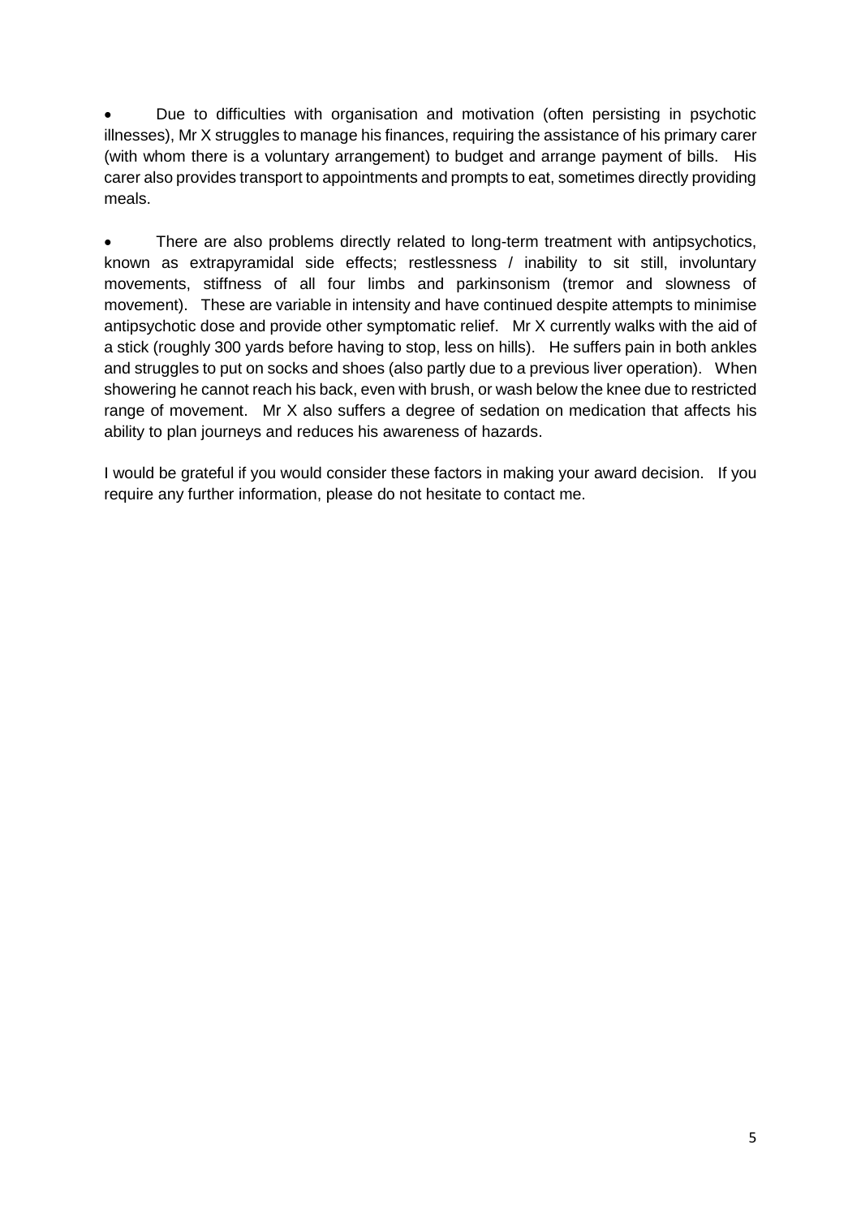- Due to difficulties with organisation and motivation (often persisting in psychotic illnesses), Mr X struggles to manage his finances, requiring the assistance of his primary carer (with whom there is a voluntary arrangement) to budget and arrange payment of bills. His carer also provides transport to appointments and prompts to eat, sometimes directly providing meals.

- There are also problems directly related to long-term treatment with antipsychotics, known as extrapyramidal side effects; restlessness / inability to sit still, involuntary movements, stiffness of all four limbs and parkinsonism (tremor and slowness of movement). These are variable in intensity and have continued despite attempts to minimise antipsychotic dose and provide other symptomatic relief. Mr X currently walks with the aid of a stick (roughly 300 yards before having to stop, less on hills). He suffers pain in both ankles and struggles to put on socks and shoes (also partly due to a previous liver operation). When showering he cannot reach his back, even with brush, or wash below the knee due to restricted range of movement. Mr X also suffers a degree of sedation on medication that affects his ability to plan journeys and reduces his awareness of hazards.

I would be grateful if you would consider these factors in making your award decision. If you require any further information, please do not hesitate to contact me.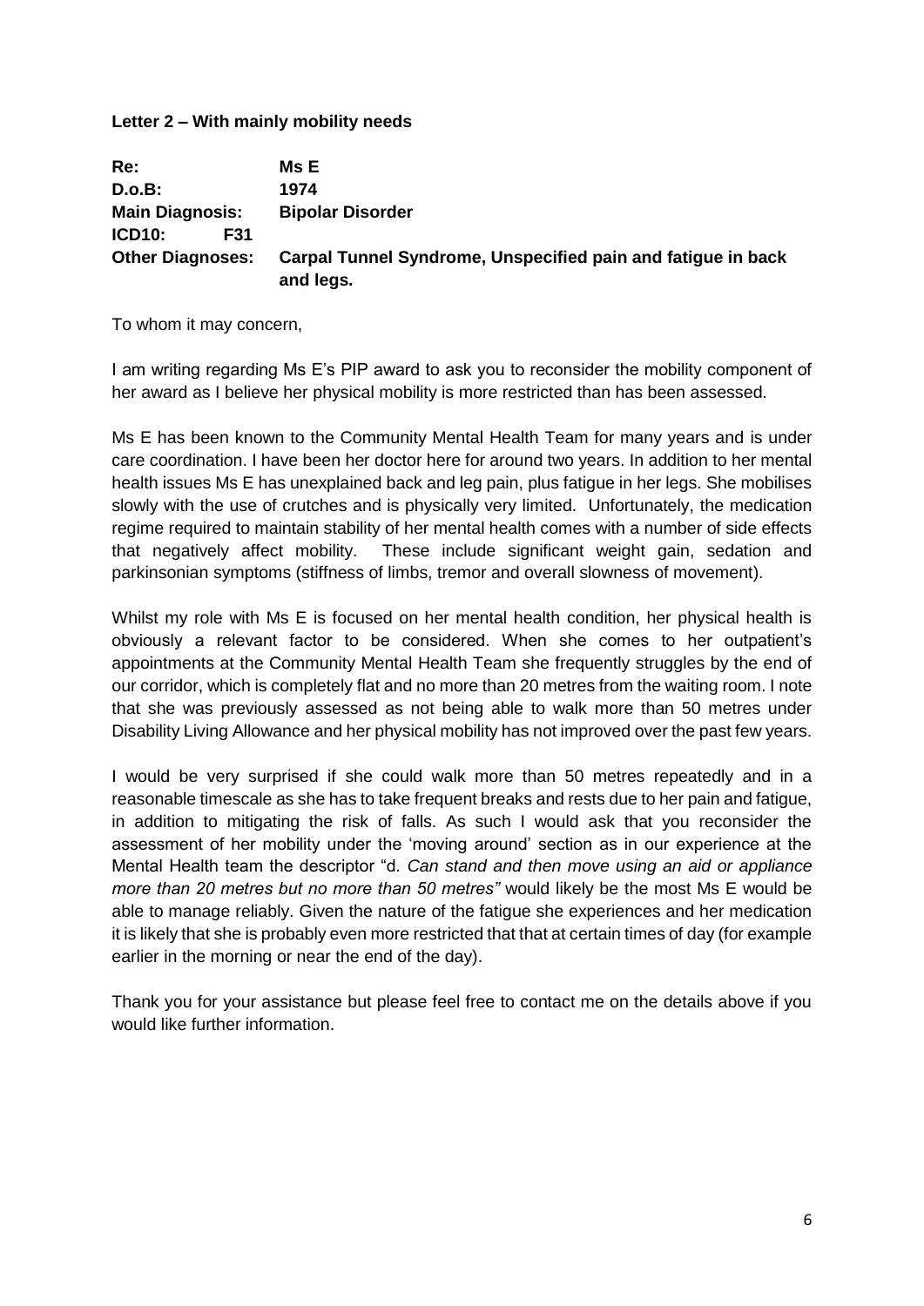**Letter 2 – With mainly mobility needs**

| | |
|---|---|
| **Re:** | **Ms E** |
| **D.o.B:** | **1974** |
| **Main Diagnosis:** | **Bipolar Disorder** |
| **ICD10: F31** | |
| **Other Diagnoses:** | **Carpal Tunnel Syndrome, Unspecified pain and fatigue in back and legs.** |

To whom it may concern,

I am writing regarding Ms E's PIP award to ask you to reconsider the mobility component of her award as I believe her physical mobility is more restricted than has been assessed.

Ms E has been known to the Community Mental Health Team for many years and is under care coordination. I have been her doctor here for around two years. In addition to her mental health issues Ms E has unexplained back and leg pain, plus fatigue in her legs. She mobilises slowly with the use of crutches and is physically very limited. Unfortunately, the medication regime required to maintain stability of her mental health comes with a number of side effects that negatively affect mobility. These include significant weight gain, sedation and parkinsonian symptoms (stiffness of limbs, tremor and overall slowness of movement).

Whilst my role with Ms E is focused on her mental health condition, her physical health is obviously a relevant factor to be considered. When she comes to her outpatient's appointments at the Community Mental Health Team she frequently struggles by the end of our corridor, which is completely flat and no more than 20 metres from the waiting room. I note that she was previously assessed as not being able to walk more than 50 metres under Disability Living Allowance and her physical mobility has not improved over the past few years.

I would be very surprised if she could walk more than 50 metres repeatedly and in a reasonable timescale as she has to take frequent breaks and rests due to her pain and fatigue, in addition to mitigating the risk of falls. As such I would ask that you reconsider the assessment of her mobility under the 'moving around' section as in our experience at the Mental Health team the descriptor "d*. Can stand and then move using an aid or appliance more than 20 metres but no more than 50 metres"* would likely be the most Ms E would be able to manage reliably. Given the nature of the fatigue she experiences and her medication it is likely that she is probably even more restricted that that at certain times of day (for example earlier in the morning or near the end of the day).

Thank you for your assistance but please feel free to contact me on the details above if you would like further information.